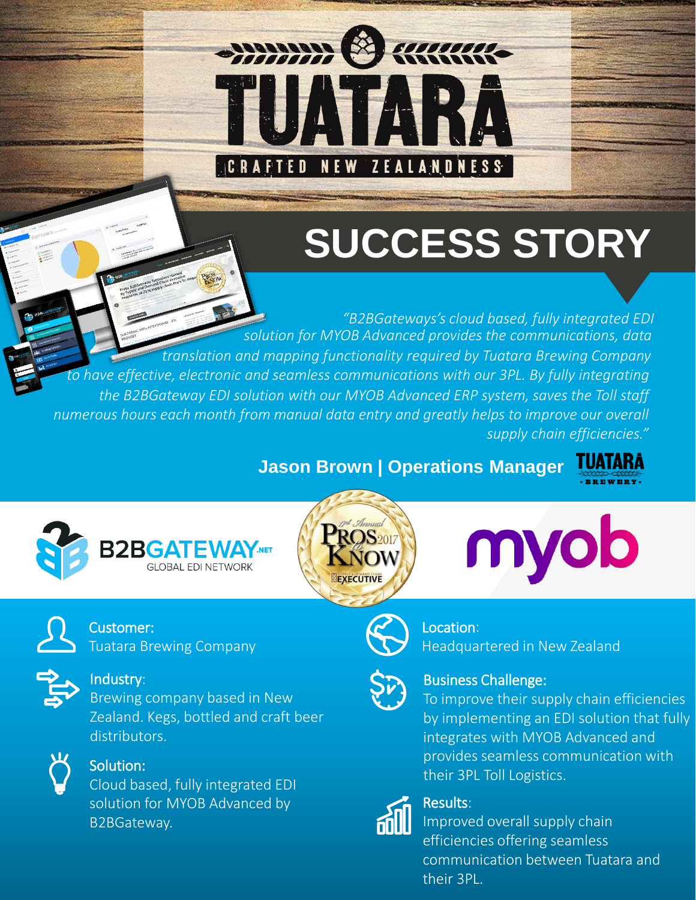# TUATARA

CRAFTED NEW ZEALANDNESS

# SUCCESS STORY

*"B2BGateways's cloud based, fully integrated EDI solution for MYOB Advanced provides the communications, data translation and mapping functionality required by Tuatara Brewing Company to have effective, electronic and seamless communications with our 3PL. By fully integrating the B2BGateway EDI solution with our MYOB Advanced ERP system, saves the Toll staff numerous hours each month from manual data entry and greatly helps to improve our overall supply chain efficiencies."*

**Jason Brown | Operations Manager**

B2BGATEWAY.NET GLOBAL EDI NETWORK

17th Annual PROS 2017 to KNOW SUPPLY & DEMAND CHAIN EXECUTIVE

myob

**Customer:**
Tuatara Brewing Company

**Industry:**
Brewing company based in New Zealand. Kegs, bottled and craft beer distributors.

**Solution:**
Cloud based, fully integrated EDI solution for MYOB Advanced by B2BGateway.

**Location:**
Headquartered in New Zealand

**Business Challenge:**
To improve their supply chain efficiencies by implementing an EDI solution that fully integrates with MYOB Advanced and provides seamless communication with their 3PL Toll Logistics.

**Results:**
Improved overall supply chain efficiencies offering seamless communication between Tuatara and their 3PL.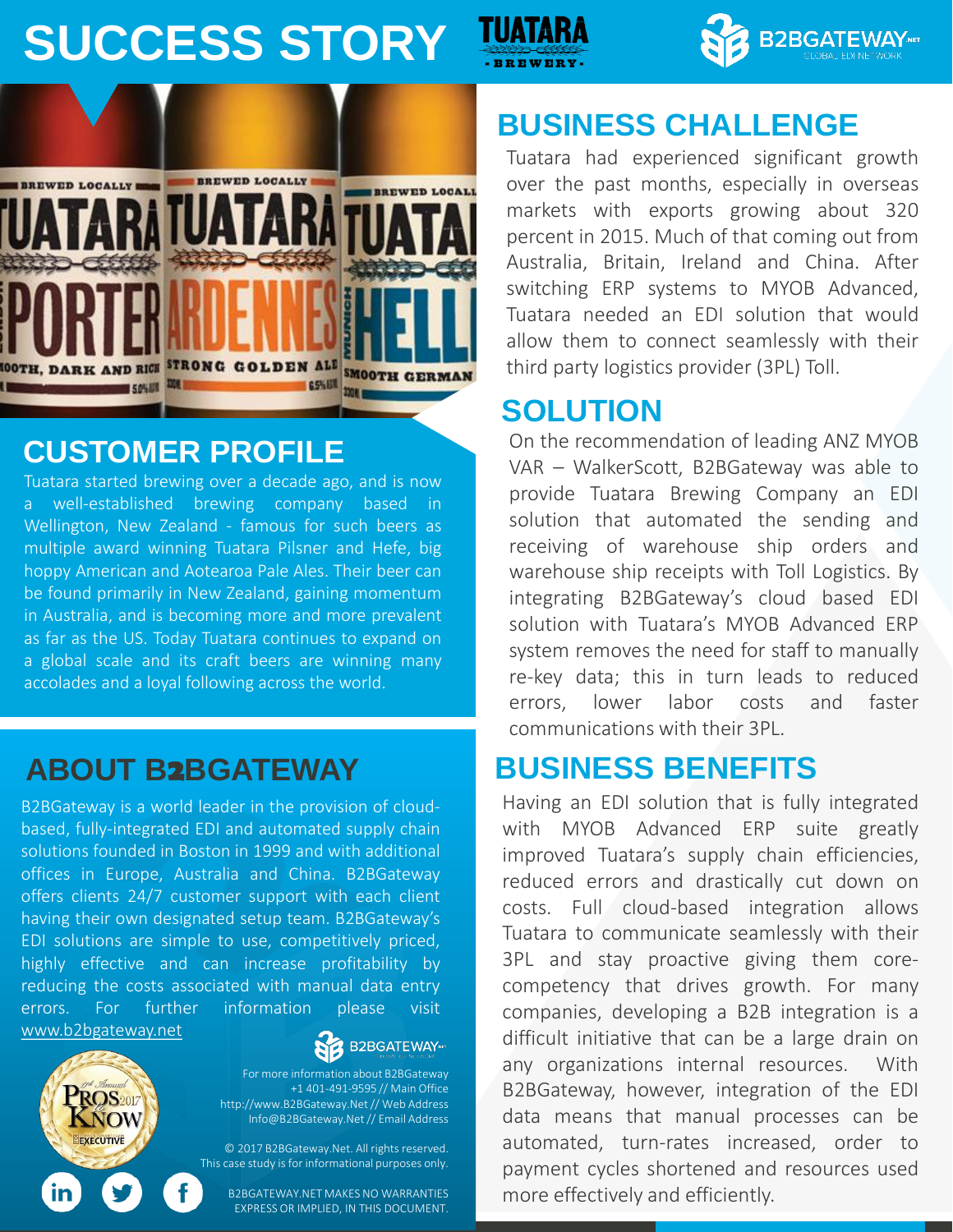# SUCCESS STORY

## CUSTOMER PROFILE

Tuatara started brewing over a decade ago, and is now a well-established brewing company based in Wellington, New Zealand - famous for such beers as multiple award winning Tuatara Pilsner and Hefe, big hoppy American and Aotearoa Pale Ales. Their beer can be found primarily in New Zealand, gaining momentum in Australia, and is becoming more and more prevalent as far as the US. Today Tuatara continues to expand on a global scale and its craft beers are winning many accolades and a loyal following across the world.

## ABOUT B2BGATEWAY

B2BGateway is a world leader in the provision of cloud-based, fully-integrated EDI and automated supply chain solutions founded in Boston in 1999 and with additional offices in Europe, Australia and China. B2BGateway offers clients 24/7 customer support with each client having their own designated setup team. B2BGateway's EDI solutions are simple to use, competitively priced, highly effective and can increase profitability by reducing the costs associated with manual data entry errors. For further information please visit www.b2bgateway.net

For more information about B2BGateway
+1 401-491-9595 // Main Office
http://www.B2BGateway.Net // Web Address
Info@B2BGateway.Net // Email Address

© 2017 B2BGateway.Net. All rights reserved.
This case study is for informational purposes only.

B2BGATEWAY.NET MAKES NO WARRANTIES EXPRESS OR IMPLIED, IN THIS DOCUMENT.

## BUSINESS CHALLENGE

Tuatara had experienced significant growth over the past months, especially in overseas markets with exports growing about 320 percent in 2015. Much of that coming out from Australia, Britain, Ireland and China. After switching ERP systems to MYOB Advanced, Tuatara needed an EDI solution that would allow them to connect seamlessly with their third party logistics provider (3PL) Toll.

## SOLUTION

On the recommendation of leading ANZ MYOB VAR – WalkerScott, B2BGateway was able to provide Tuatara Brewing Company an EDI solution that automated the sending and receiving of warehouse ship orders and warehouse ship receipts with Toll Logistics. By integrating B2BGateway's cloud based EDI solution with Tuatara's MYOB Advanced ERP system removes the need for staff to manually re-key data; this in turn leads to reduced errors, lower labor costs and faster communications with their 3PL.

## BUSINESS BENEFITS

Having an EDI solution that is fully integrated with MYOB Advanced ERP suite greatly improved Tuatara's supply chain efficiencies, reduced errors and drastically cut down on costs. Full cloud-based integration allows Tuatara to communicate seamlessly with their 3PL and stay proactive giving them core-competency that drives growth. For many companies, developing a B2B integration is a difficult initiative that can be a large drain on any organizations internal resources. With B2BGateway, however, integration of the EDI data means that manual processes can be automated, turn-rates increased, order to payment cycles shortened and resources used more effectively and efficiently.